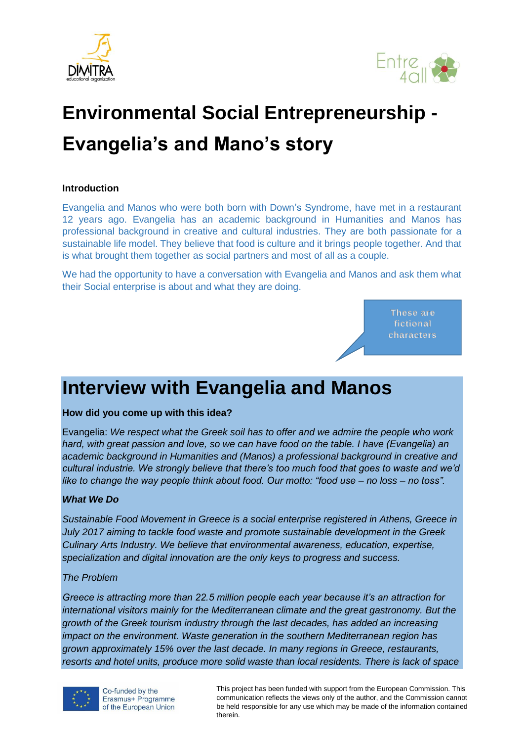# Environmental Social Entrepreneurship - Evangelia's and Mano's story

**Introduction**

Evangelia and Manos who were both born with Down's Syndrome, have met in a restaurant 12 years ago. Evangelia has an academic background in Humanities and Manos has professional background in creative and cultural industries. They are both passionate for a sustainable life model. They believe that food is culture and it brings people together. And that is what brought them together as social partners and most of all as a couple.

We had the opportunity to have a conversation with Evangelia and Manos and ask them what their Social enterprise is about and what they are doing.

These are fictional characters

# Interview with Evangelia and Manos

**How did you come up with this idea?**

Evangelia: *We respect what the Greek soil has to offer and we admire the people who work hard, with great passion and love, so we can have food on the table. I have (Evangelia) an academic background in Humanities and (Manos) a professional background in creative and cultural industrie. We strongly believe that there's too much food that goes to waste and we'd like to change the way people think about food. Our motto: "food use – no loss – no toss".*

***What We Do***

*Sustainable Food Movement in Greece is a social enterprise registered in Athens, Greece in July 2017 aiming to tackle food waste and promote sustainable development in the Greek Culinary Arts Industry. We believe that environmental awareness, education, expertise, specialization and digital innovation are the only keys to progress and success.*

*The Problem*

*Greece is attracting more than 22.5 million people each year because it's an attraction for international visitors mainly for the Mediterranean climate and the great gastronomy. But the growth of the Greek tourism industry through the last decades, has added an increasing impact on the environment. Waste generation in the southern Mediterranean region has grown approximately 15% over the last decade. In many regions in Greece, restaurants, resorts and hotel units, produce more solid waste than local residents. There is lack of space*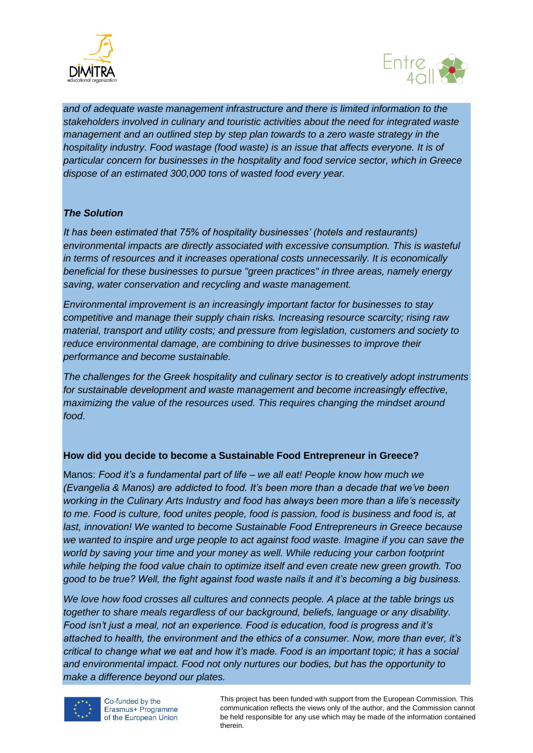*and of adequate waste management infrastructure and there is limited information to the stakeholders involved in culinary and touristic activities about the need for integrated waste management and an outlined step by step plan towards to a zero waste strategy in the hospitality industry. Food wastage (food waste) is an issue that affects everyone. It is of particular concern for businesses in the hospitality and food service sector, which in Greece dispose of an estimated 300,000 tons of wasted food every year.*

***The Solution***

*It has been estimated that 75% of hospitality businesses' (hotels and restaurants) environmental impacts are directly associated with excessive consumption. This is wasteful in terms of resources and it increases operational costs unnecessarily. It is economically beneficial for these businesses to pursue "green practices" in three areas, namely energy saving, water conservation and recycling and waste management.*

*Environmental improvement is an increasingly important factor for businesses to stay competitive and manage their supply chain risks. Increasing resource scarcity; rising raw material, transport and utility costs; and pressure from legislation, customers and society to reduce environmental damage, are combining to drive businesses to improve their performance and become sustainable.*

*The challenges for the Greek hospitality and culinary sector is to creatively adopt instruments for sustainable development and waste management and become increasingly effective, maximizing the value of the resources used. This requires changing the mindset around food.*

**How did you decide to become a Sustainable Food Entrepreneur in Greece?**

Manos: *Food it's a fundamental part of life – we all eat! People know how much we (Evangelia & Manos) are addicted to food. It's been more than a decade that we've been working in the Culinary Arts Industry and food has always been more than a life's necessity to me. Food is culture, food unites people, food is passion, food is business and food is, at last, innovation! We wanted to become Sustainable Food Entrepreneurs in Greece because we wanted to inspire and urge people to act against food waste. Imagine if you can save the world by saving your time and your money as well. While reducing your carbon footprint while helping the food value chain to optimize itself and even create new green growth. Too good to be true? Well, the fight against food waste nails it and it's becoming a big business.*

*We love how food crosses all cultures and connects people. A place at the table brings us together to share meals regardless of our background, beliefs, language or any disability. Food isn't just a meal, not an experience. Food is education, food is progress and it's attached to health, the environment and the ethics of a consumer. Now, more than ever, it's critical to change what we eat and how it's made. Food is an important topic; it has a social and environmental impact. Food not only nurtures our bodies, but has the opportunity to make a difference beyond our plates.*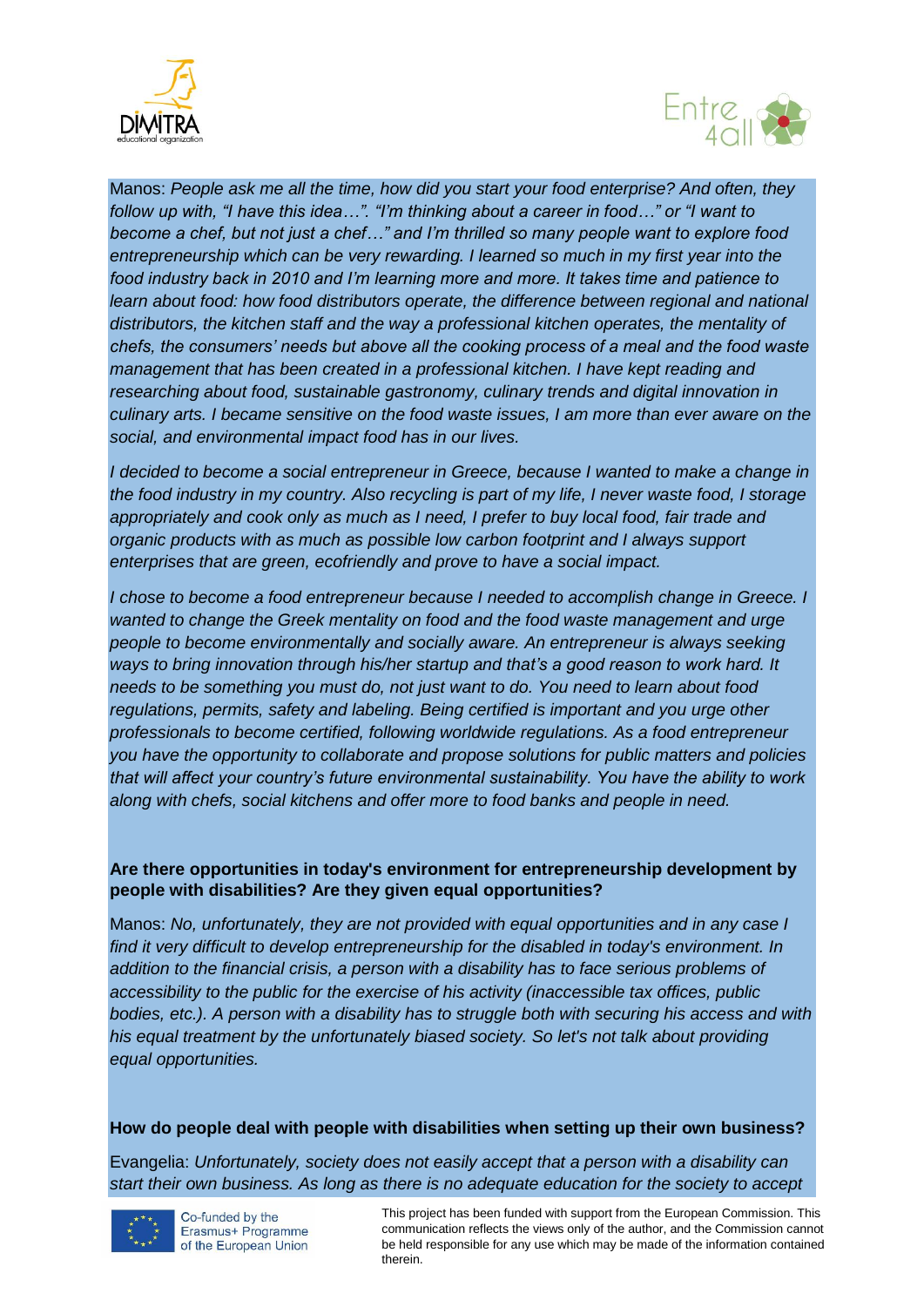Manos: *People ask me all the time, how did you start your food enterprise? And often, they follow up with, "I have this idea…". "I'm thinking about a career in food…" or "I want to become a chef, but not just a chef…" and I'm thrilled so many people want to explore food entrepreneurship which can be very rewarding. I learned so much in my first year into the food industry back in 2010 and I'm learning more and more. It takes time and patience to learn about food: how food distributors operate, the difference between regional and national distributors, the kitchen staff and the way a professional kitchen operates, the mentality of chefs, the consumers' needs but above all the cooking process of a meal and the food waste management that has been created in a professional kitchen. I have kept reading and researching about food, sustainable gastronomy, culinary trends and digital innovation in culinary arts. I became sensitive on the food waste issues, I am more than ever aware on the social, and environmental impact food has in our lives.*

*I decided to become a social entrepreneur in Greece, because I wanted to make a change in the food industry in my country. Also recycling is part of my life, I never waste food, I storage appropriately and cook only as much as I need, I prefer to buy local food, fair trade and organic products with as much as possible low carbon footprint and I always support enterprises that are green, ecofriendly and prove to have a social impact.*

*I chose to become a food entrepreneur because I needed to accomplish change in Greece. I wanted to change the Greek mentality on food and the food waste management and urge people to become environmentally and socially aware. An entrepreneur is always seeking ways to bring innovation through his/her startup and that's a good reason to work hard. It needs to be something you must do, not just want to do. You need to learn about food regulations, permits, safety and labeling. Being certified is important and you urge other professionals to become certified, following worldwide regulations. As a food entrepreneur you have the opportunity to collaborate and propose solutions for public matters and policies that will affect your country's future environmental sustainability. You have the ability to work along with chefs, social kitchens and offer more to food banks and people in need.*

**Are there opportunities in today's environment for entrepreneurship development by people with disabilities? Are they given equal opportunities?**

Manos: *No, unfortunately, they are not provided with equal opportunities and in any case I find it very difficult to develop entrepreneurship for the disabled in today's environment. In addition to the financial crisis, a person with a disability has to face serious problems of accessibility to the public for the exercise of his activity (inaccessible tax offices, public bodies, etc.). A person with a disability has to struggle both with securing his access and with his equal treatment by the unfortunately biased society. So let's not talk about providing equal opportunities.*

**How do people deal with people with disabilities when setting up their own business?**

Evangelia: *Unfortunately, society does not easily accept that a person with a disability can start their own business. As long as there is no adequate education for the society to accept*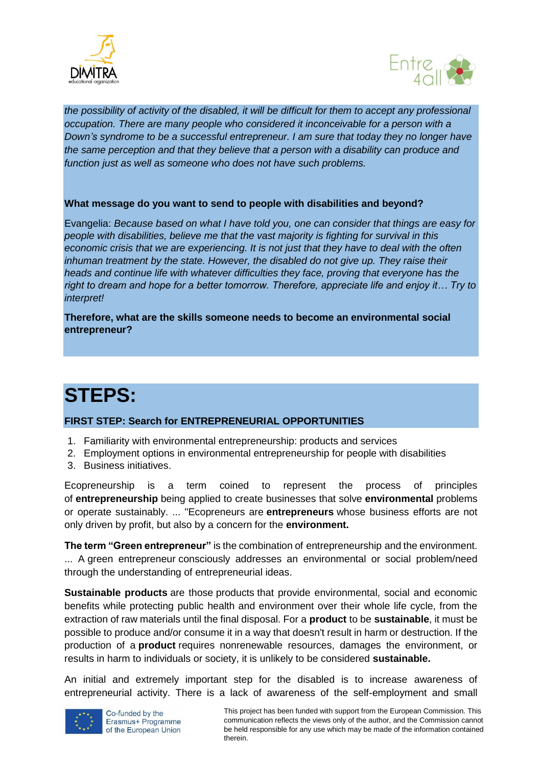*the possibility of activity of the disabled, it will be difficult for them to accept any professional occupation. There are many people who considered it inconceivable for a person with a Down's syndrome to be a successful entrepreneur. I am sure that today they no longer have the same perception and that they believe that a person with a disability can produce and function just as well as someone who does not have such problems.*

**What message do you want to send to people with disabilities and beyond?**

Evangelia: *Because based on what I have told you, one can consider that things are easy for people with disabilities, believe me that the vast majority is fighting for survival in this economic crisis that we are experiencing. It is not just that they have to deal with the often inhuman treatment by the state. However, the disabled do not give up. They raise their heads and continue life with whatever difficulties they face, proving that everyone has the right to dream and hope for a better tomorrow. Therefore, appreciate life and enjoy it… Try to interpret!*

**Therefore, what are the skills someone needs to become an environmental social entrepreneur?**

# STEPS:

**FIRST STEP: Search for ENTREPRENEURIAL OPPORTUNITIES**

1. Familiarity with environmental entrepreneurship: products and services
2. Employment options in environmental entrepreneurship for people with disabilities
3. Business initiatives.

Ecopreneurship is a term coined to represent the process of principles of **entrepreneurship** being applied to create businesses that solve **environmental** problems or operate sustainably. ... "Ecopreneurs are **entrepreneurs** whose business efforts are not only driven by profit, but also by a concern for the **environment.**

**The term "Green entrepreneur"** is the combination of entrepreneurship and the environment. ... A green entrepreneur consciously addresses an environmental or social problem/need through the understanding of entrepreneurial ideas.

**Sustainable products** are those products that provide environmental, social and economic benefits while protecting public health and environment over their whole life cycle, from the extraction of raw materials until the final disposal. For a **product** to be **sustainable**, it must be possible to produce and/or consume it in a way that doesn't result in harm or destruction. If the production of a **product** requires nonrenewable resources, damages the environment, or results in harm to individuals or society, it is unlikely to be considered **sustainable.**

An initial and extremely important step for the disabled is to increase awareness of entrepreneurial activity. There is a lack of awareness of the self-employment and small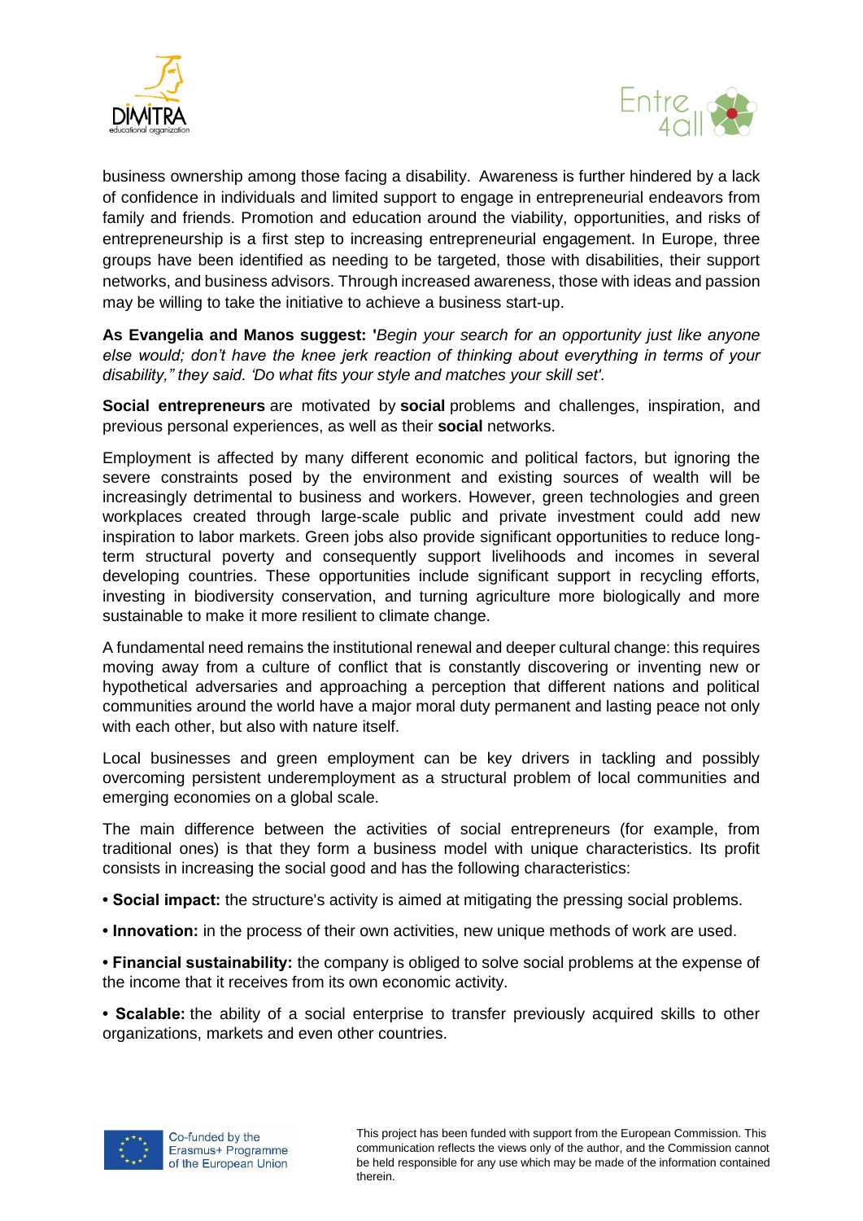business ownership among those facing a disability. Awareness is further hindered by a lack of confidence in individuals and limited support to engage in entrepreneurial endeavors from family and friends. Promotion and education around the viability, opportunities, and risks of entrepreneurship is a first step to increasing entrepreneurial engagement. In Europe, three groups have been identified as needing to be targeted, those with disabilities, their support networks, and business advisors. Through increased awareness, those with ideas and passion may be willing to take the initiative to achieve a business start-up.

**As Evangelia and Manos suggest: '***Begin your search for an opportunity just like anyone else would; don't have the knee jerk reaction of thinking about everything in terms of your disability," they said. 'Do what fits your style and matches your skill set'.*

**Social entrepreneurs** are motivated by **social** problems and challenges, inspiration, and previous personal experiences, as well as their **social** networks.

Employment is affected by many different economic and political factors, but ignoring the severe constraints posed by the environment and existing sources of wealth will be increasingly detrimental to business and workers. However, green technologies and green workplaces created through large-scale public and private investment could add new inspiration to labor markets. Green jobs also provide significant opportunities to reduce long-term structural poverty and consequently support livelihoods and incomes in several developing countries. These opportunities include significant support in recycling efforts, investing in biodiversity conservation, and turning agriculture more biologically and more sustainable to make it more resilient to climate change.

A fundamental need remains the institutional renewal and deeper cultural change: this requires moving away from a culture of conflict that is constantly discovering or inventing new or hypothetical adversaries and approaching a perception that different nations and political communities around the world have a major moral duty permanent and lasting peace not only with each other, but also with nature itself.

Local businesses and green employment can be key drivers in tackling and possibly overcoming persistent underemployment as a structural problem of local communities and emerging economies on a global scale.

The main difference between the activities of social entrepreneurs (for example, from traditional ones) is that they form a business model with unique characteristics. Its profit consists in increasing the social good and has the following characteristics:

- **Social impact:** the structure's activity is aimed at mitigating the pressing social problems.
- **Innovation:** in the process of their own activities, new unique methods of work are used.
- **Financial sustainability:** the company is obliged to solve social problems at the expense of the income that it receives from its own economic activity.
- **Scalable:** the ability of a social enterprise to transfer previously acquired skills to other organizations, markets and even other countries.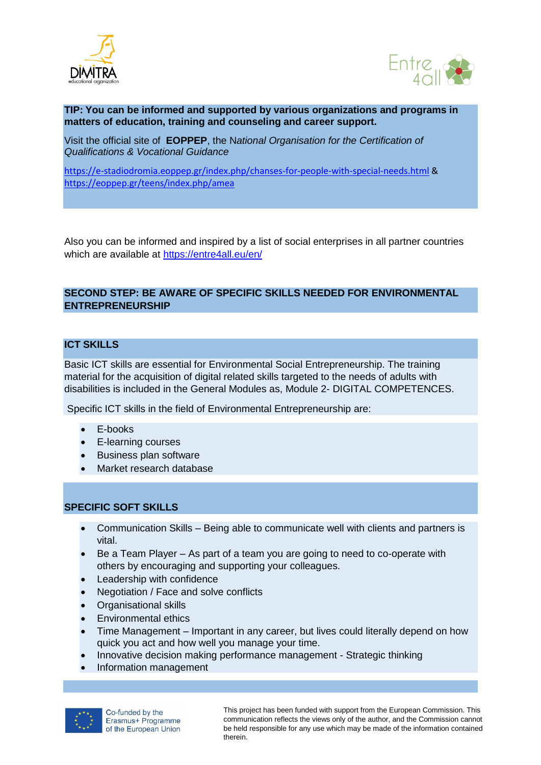**TIP: You can be informed and supported by various organizations and programs in matters of education, training and counseling and career support.**

Visit the official site of **EOPPEP**, the N*ational Organisation for the Certification of Qualifications & Vocational Guidance*

https://e-stadiodromia.eoppep.gr/index.php/chanses-for-people-with-special-needs.html & https://eoppep.gr/teens/index.php/amea

Also you can be informed and inspired by a list of social enterprises in all partner countries which are available at https://entre4all.eu/en/

## SECOND STEP: BE AWARE OF SPECIFIC SKILLS NEEDED FOR ENVIRONMENTAL ENTREPRENEURSHIP

### ICT SKILLS

Basic ICT skills are essential for Environmental Social Entrepreneurship. The training material for the acquisition of digital related skills targeted to the needs of adults with disabilities is included in the General Modules as, Module 2- DIGITAL COMPETENCES.

Specific ICT skills in the field of Environmental Entrepreneurship are:

- E-books
- E-learning courses
- Business plan software
- Market research database

### SPECIFIC SOFT SKILLS

- Communication Skills – Being able to communicate well with clients and partners is vital.
- Be a Team Player – As part of a team you are going to need to co-operate with others by encouraging and supporting your colleagues.
- Leadership with confidence
- Negotiation / Face and solve conflicts
- Organisational skills
- Environmental ethics
- Time Management – Important in any career, but lives could literally depend on how quick you act and how well you manage your time.
- Innovative decision making performance management - Strategic thinking
- Information management

Co-funded by the Erasmus+ Programme of the European Union

This project has been funded with support from the European Commission. This communication reflects the views only of the author, and the Commission cannot be held responsible for any use which may be made of the information contained therein.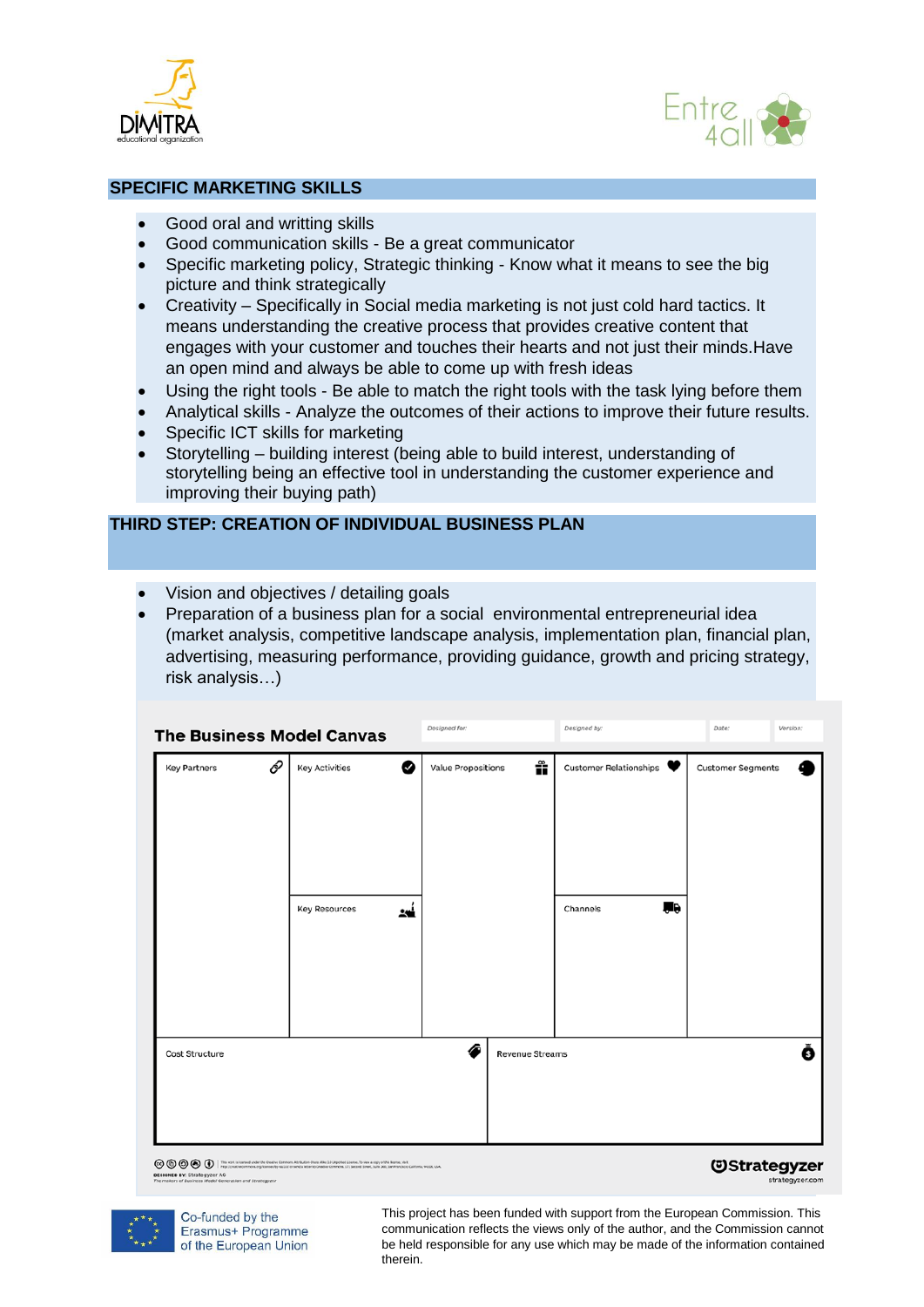## SPECIFIC MARKETING SKILLS

- Good oral and writting skills
- Good communication skills - Be a great communicator
- Specific marketing policy, Strategic thinking - Know what it means to see the big picture and think strategically
- Creativity – Specifically in Social media marketing is not just cold hard tactics. It means understanding the creative process that provides creative content that engages with your customer and touches their hearts and not just their minds.Have an open mind and always be able to come up with fresh ideas
- Using the right tools - Be able to match the right tools with the task lying before them
- Analytical skills - Analyze the outcomes of their actions to improve their future results.
- Specific ICT skills for marketing
- Storytelling – building interest (being able to build interest, understanding of storytelling being an effective tool in understanding the customer experience and improving their buying path)

## THIRD STEP: CREATION OF INDIVIDUAL BUSINESS PLAN

- Vision and objectives / detailing goals
- Preparation of a business plan for a social environmental entrepreneurial idea (market analysis, competitive landscape analysis, implementation plan, financial plan, advertising, measuring performance, providing guidance, growth and pricing strategy, risk analysis…)

### The Business Model Canvas

Designed for: | Designed by: | Date: | Version:

| Key Partners | Key Activities | Value Propositions | Customer Relationships | Customer Segments |
|---|---|---|---|---|
| | Key Resources | | Channels | |

| Cost Structure | Revenue Streams |
|---|---|
| | |

DESIGNED BY: Strategyzer AG

Strategyzer
strategyzer.com

Co-funded by the Erasmus+ Programme of the European Union

This project has been funded with support from the European Commission. This communication reflects the views only of the author, and the Commission cannot be held responsible for any use which may be made of the information contained therein.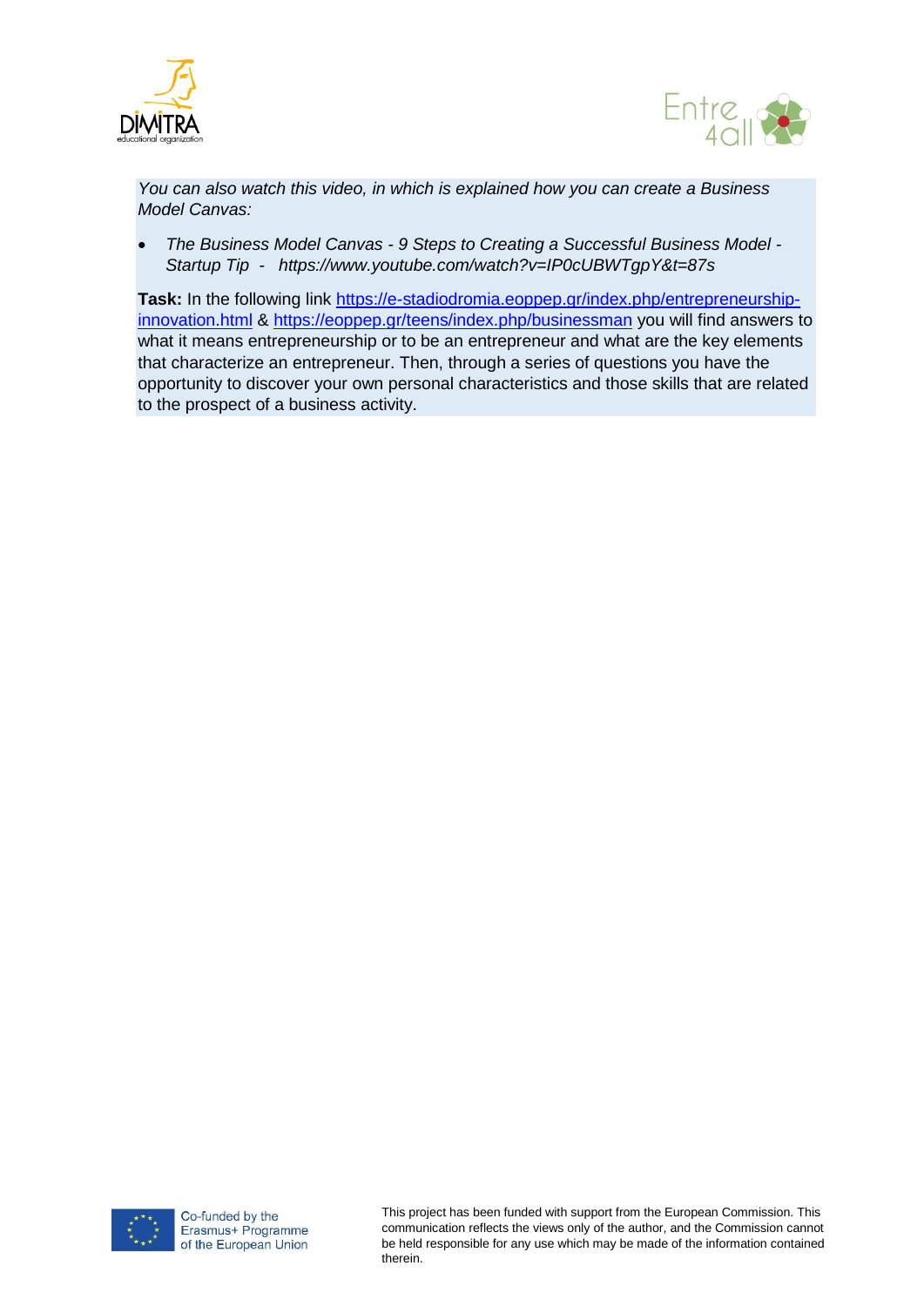*You can also watch this video, in which is explained how you can create a Business Model Canvas:*

- *The Business Model Canvas - 9 Steps to Creating a Successful Business Model - Startup Tip - https://www.youtube.com/watch?v=IP0cUBWTgpY&t=87s*

**Task:** In the following link [https://e-stadiodromia.eoppep.gr/index.php/entrepreneurship-innovation.html](https://e-stadiodromia.eoppep.gr/index.php/entrepreneurship-innovation.html) & [https://eoppep.gr/teens/index.php/businessman](https://eoppep.gr/teens/index.php/businessman) you will find answers to what it means entrepreneurship or to be an entrepreneur and what are the key elements that characterize an entrepreneur. Then, through a series of questions you have the opportunity to discover your own personal characteristics and those skills that are related to the prospect of a business activity.